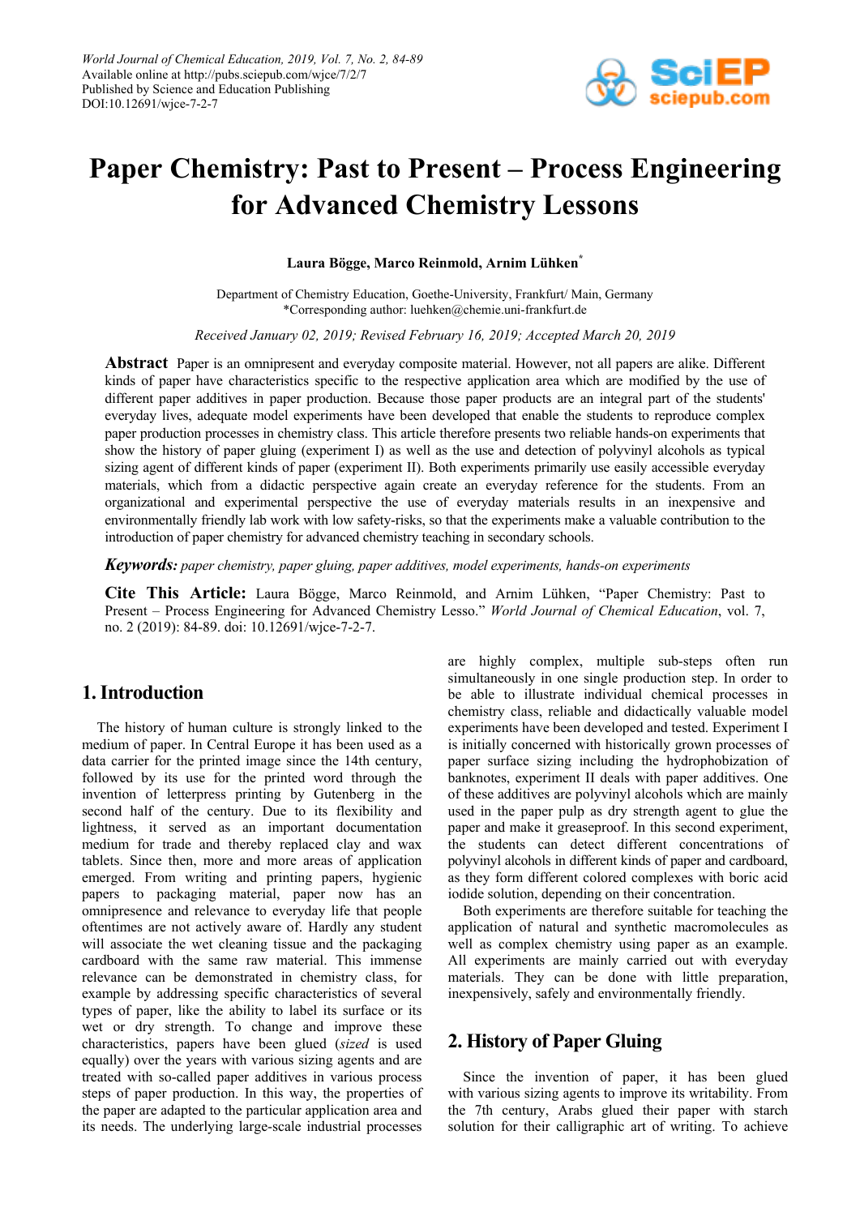World Journal of Chemical Education, 2019, Vol. 7, No. 2, 84-89
Available online at http://pubs.sciepub.com/wjce/7/2/7
Published by Science and Education Publishing
DOI:10.12691/wjce-7-2-7

# Paper Chemistry: Past to Present – Process Engineering for Advanced Chemistry Lessons

**Laura Bögge, Marco Reinmold, Arnim Lühken***

Department of Chemistry Education, Goethe-University, Frankfurt/ Main, Germany
*Corresponding author: luehken@chemie.uni-frankfurt.de

*Received January 02, 2019; Revised February 16, 2019; Accepted March 20, 2019*

**Abstract** Paper is an omnipresent and everyday composite material. However, not all papers are alike. Different kinds of paper have characteristics specific to the respective application area which are modified by the use of different paper additives in paper production. Because those paper products are an integral part of the students' everyday lives, adequate model experiments have been developed that enable the students to reproduce complex paper production processes in chemistry class. This article therefore presents two reliable hands-on experiments that show the history of paper gluing (experiment I) as well as the use and detection of polyvinyl alcohols as typical sizing agent of different kinds of paper (experiment II). Both experiments primarily use easily accessible everyday materials, which from a didactic perspective again create an everyday reference for the students. From an organizational and experimental perspective the use of everyday materials results in an inexpensive and environmentally friendly lab work with low safety-risks, so that the experiments make a valuable contribution to the introduction of paper chemistry for advanced chemistry teaching in secondary schools.

***Keywords:*** *paper chemistry, paper gluing, paper additives, model experiments, hands-on experiments*

**Cite This Article:** Laura Bögge, Marco Reinmold, and Arnim Lühken, "Paper Chemistry: Past to Present – Process Engineering for Advanced Chemistry Lesso." *World Journal of Chemical Education*, vol. 7, no. 2 (2019): 84-89. doi: 10.12691/wjce-7-2-7.

## 1. Introduction

The history of human culture is strongly linked to the medium of paper. In Central Europe it has been used as a data carrier for the printed image since the 14th century, followed by its use for the printed word through the invention of letterpress printing by Gutenberg in the second half of the century. Due to its flexibility and lightness, it served as an important documentation medium for trade and thereby replaced clay and wax tablets. Since then, more and more areas of application emerged. From writing and printing papers, hygienic papers to packaging material, paper now has an omnipresence and relevance to everyday life that people oftentimes are not actively aware of. Hardly any student will associate the wet cleaning tissue and the packaging cardboard with the same raw material. This immense relevance can be demonstrated in chemistry class, for example by addressing specific characteristics of several types of paper, like the ability to label its surface or its wet or dry strength. To change and improve these characteristics, papers have been glued (*sized* is used equally) over the years with various sizing agents and are treated with so-called paper additives in various process steps of paper production. In this way, the properties of the paper are adapted to the particular application area and its needs. The underlying large-scale industrial processes are highly complex, multiple sub-steps often run simultaneously in one single production step. In order to be able to illustrate individual chemical processes in chemistry class, reliable and didactically valuable model experiments have been developed and tested. Experiment I is initially concerned with historically grown processes of paper surface sizing including the hydrophobization of banknotes, experiment II deals with paper additives. One of these additives are polyvinyl alcohols which are mainly used in the paper pulp as dry strength agent to glue the paper and make it greaseproof. In this second experiment, the students can detect different concentrations of polyvinyl alcohols in different kinds of paper and cardboard, as they form different colored complexes with boric acid iodide solution, depending on their concentration.

Both experiments are therefore suitable for teaching the application of natural and synthetic macromolecules as well as complex chemistry using paper as an example. All experiments are mainly carried out with everyday materials. They can be done with little preparation, inexpensively, safely and environmentally friendly.

## 2. History of Paper Gluing

Since the invention of paper, it has been glued with various sizing agents to improve its writability. From the 7th century, Arabs glued their paper with starch solution for their calligraphic art of writing. To achieve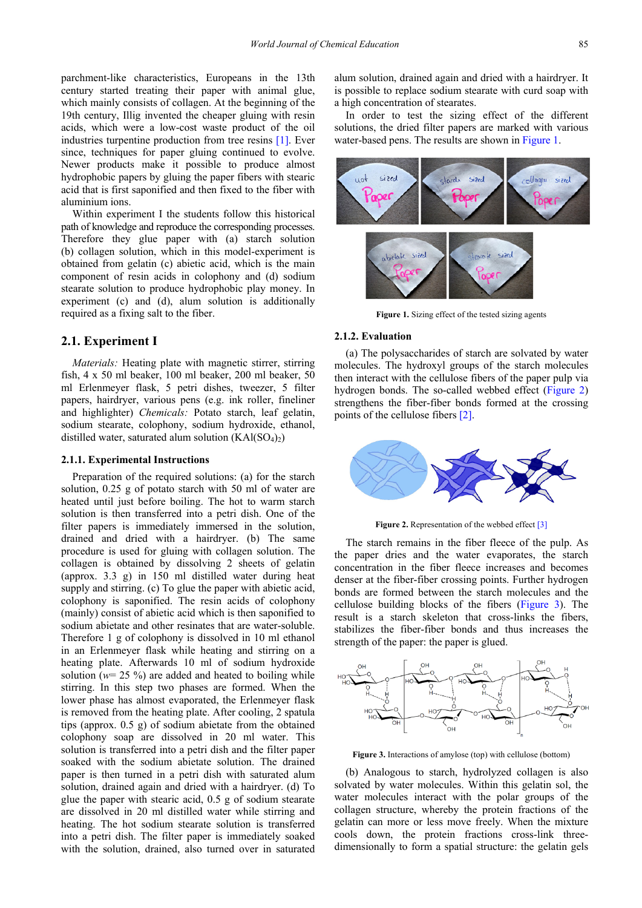parchment-like characteristics, Europeans in the 13th century started treating their paper with animal glue, which mainly consists of collagen. At the beginning of the 19th century, Illig invented the cheaper gluing with resin acids, which were a low-cost waste product of the oil industries turpentine production from tree resins [1]. Ever since, techniques for paper gluing continued to evolve. Newer products make it possible to produce almost hydrophobic papers by gluing the paper fibers with stearic acid that is first saponified and then fixed to the fiber with aluminium ions.

Within experiment I the students follow this historical path of knowledge and reproduce the corresponding processes. Therefore they glue paper with (a) starch solution (b) collagen solution, which in this model-experiment is obtained from gelatin (c) abietic acid, which is the main component of resin acids in colophony and (d) sodium stearate solution to produce hydrophobic play money. In experiment (c) and (d), alum solution is additionally required as a fixing salt to the fiber.

## 2.1. Experiment I

*Materials:* Heating plate with magnetic stirrer, stirring fish, 4 x 50 ml beaker, 100 ml beaker, 200 ml beaker, 50 ml Erlenmeyer flask, 5 petri dishes, tweezer, 5 filter papers, hairdryer, various pens (e.g. ink roller, fineliner and highlighter) *Chemicals:* Potato starch, leaf gelatin, sodium stearate, colophony, sodium hydroxide, ethanol, distilled water, saturated alum solution ($KAl(SO_4)_2$)

### 2.1.1. Experimental Instructions

Preparation of the required solutions: (a) for the starch solution, 0.25 g of potato starch with 50 ml of water are heated until just before boiling. The hot to warm starch solution is then transferred into a petri dish. One of the filter papers is immediately immersed in the solution, drained and dried with a hairdryer. (b) The same procedure is used for gluing with collagen solution. The collagen is obtained by dissolving 2 sheets of gelatin (approx. 3.3 g) in 150 ml distilled water during heat supply and stirring. (c) To glue the paper with abietic acid, colophony is saponified. The resin acids of colophony (mainly) consist of abietic acid which is then saponified to sodium abietate and other resinates that are water-soluble. Therefore 1 g of colophony is dissolved in 10 ml ethanol in an Erlenmeyer flask while heating and stirring on a heating plate. Afterwards 10 ml of sodium hydroxide solution ($w$= 25 %) are added and heated to boiling while stirring. In this step two phases are formed. When the lower phase has almost evaporated, the Erlenmeyer flask is removed from the heating plate. After cooling, 2 spatula tips (approx. 0.5 g) of sodium abietate from the obtained colophony soap are dissolved in 20 ml water. This solution is transferred into a petri dish and the filter paper soaked with the sodium abietate solution. The drained paper is then turned in a petri dish with saturated alum solution, drained again and dried with a hairdryer. (d) To glue the paper with stearic acid, 0.5 g of sodium stearate are dissolved in 20 ml distilled water while stirring and heating. The hot sodium stearate solution is transferred into a petri dish. The filter paper is immediately soaked with the solution, drained, also turned over in saturated alum solution, drained again and dried with a hairdryer. It is possible to replace sodium stearate with curd soap with a high concentration of stearates.

In order to test the sizing effect of the different solutions, the dried filter papers are marked with various water-based pens. The results are shown in Figure 1.

**Figure 1.** Sizing effect of the tested sizing agents

### 2.1.2. Evaluation

(a) The polysaccharides of starch are solvated by water molecules. The hydroxyl groups of the starch molecules then interact with the cellulose fibers of the paper pulp via hydrogen bonds. The so-called webbed effect (Figure 2) strengthens the fiber-fiber bonds formed at the crossing points of the cellulose fibers [2].

**Figure 2.** Representation of the webbed effect [3]

The starch remains in the fiber fleece of the pulp. As the paper dries and the water evaporates, the starch concentration in the fiber fleece increases and becomes denser at the fiber-fiber crossing points. Further hydrogen bonds are formed between the starch molecules and the cellulose building blocks of the fibers (Figure 3). The result is a starch skeleton that cross-links the fibers, stabilizes the fiber-fiber bonds and thus increases the strength of the paper: the paper is glued.

**Figure 3.** Interactions of amylose (top) with cellulose (bottom)

(b) Analogous to starch, hydrolyzed collagen is also solvated by water molecules. Within this gelatin sol, the water molecules interact with the polar groups of the collagen structure, whereby the protein fractions of the gelatin can more or less move freely. When the mixture cools down, the protein fractions cross-link three-dimensionally to form a spatial structure: the gelatin gels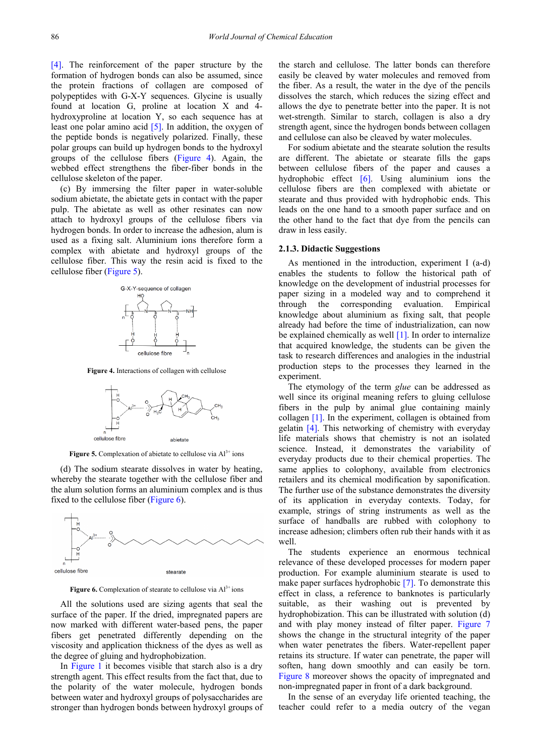[4]. The reinforcement of the paper structure by the formation of hydrogen bonds can also be assumed, since the protein fractions of collagen are composed of polypeptides with G-X-Y sequences. Glycine is usually found at location G, proline at location X and 4-hydroxyproline at location Y, so each sequence has at least one polar amino acid [5]. In addition, the oxygen of the peptide bonds is negatively polarized. Finally, these polar groups can build up hydrogen bonds to the hydroxyl groups of the cellulose fibers (Figure 4). Again, the webbed effect strengthens the fiber-fiber bonds in the cellulose skeleton of the paper.

(c) By immersing the filter paper in water-soluble sodium abietate, the abietate gets in contact with the paper pulp. The abietate as well as other resinates can now attach to hydroxyl groups of the cellulose fibers via hydrogen bonds. In order to increase the adhesion, alum is used as a fixing salt. Aluminium ions therefore form a complex with abietate and hydroxyl groups of the cellulose fiber. This way the resin acid is fixed to the cellulose fiber (Figure 5).

**Figure 4.** Interactions of collagen with cellulose

**Figure 5.** Complexation of abietate to cellulose via $Al^{3+}$ ions

(d) The sodium stearate dissolves in water by heating, whereby the stearate together with the cellulose fiber and the alum solution forms an aluminium complex and is thus fixed to the cellulose fiber (Figure 6).

**Figure 6.** Complexation of stearate to cellulose via $Al^{3+}$ ions

All the solutions used are sizing agents that seal the surface of the paper. If the dried, impregnated papers are now marked with different water-based pens, the paper fibers get penetrated differently depending on the viscosity and application thickness of the dyes as well as the degree of gluing and hydrophobization.

In Figure 1 it becomes visible that starch also is a dry strength agent. This effect results from the fact that, due to the polarity of the water molecule, hydrogen bonds between water and hydroxyl groups of polysaccharides are stronger than hydrogen bonds between hydroxyl groups of the starch and cellulose. The latter bonds can therefore easily be cleaved by water molecules and removed from the fiber. As a result, the water in the dye of the pencils dissolves the starch, which reduces the sizing effect and allows the dye to penetrate better into the paper. It is not wet-strength. Similar to starch, collagen is also a dry strength agent, since the hydrogen bonds between collagen and cellulose can also be cleaved by water molecules.

For sodium abietate and the stearate solution the results are different. The abietate or stearate fills the gaps between cellulose fibers of the paper and causes a hydrophobic effect [6]. Using aluminium ions the cellulose fibers are then complexed with abietate or stearate and thus provided with hydrophobic ends. This leads on the one hand to a smooth paper surface and on the other hand to the fact that dye from the pencils can draw in less easily.

### 2.1.3. Didactic Suggestions

As mentioned in the introduction, experiment I (a-d) enables the students to follow the historical path of knowledge on the development of industrial processes for paper sizing in a modeled way and to comprehend it through the corresponding evaluation. Empirical knowledge about aluminium as fixing salt, that people already had before the time of industrialization, can now be explained chemically as well [1]. In order to internalize that acquired knowledge, the students can be given the task to research differences and analogies in the industrial production steps to the processes they learned in the experiment.

The etymology of the term *glue* can be addressed as well since its original meaning refers to gluing cellulose fibers in the pulp by animal glue containing mainly collagen [1]. In the experiment, collagen is obtained from gelatin [4]. This networking of chemistry with everyday life materials shows that chemistry is not an isolated science. Instead, it demonstrates the variability of everyday products due to their chemical properties. The same applies to colophony, available from electronics retailers and its chemical modification by saponification. The further use of the substance demonstrates the diversity of its application in everyday contexts. Today, for example, strings of string instruments as well as the surface of handballs are rubbed with colophony to increase adhesion; climbers often rub their hands with it as well.

The students experience an enormous technical relevance of these developed processes for modern paper production. For example aluminium stearate is used to make paper surfaces hydrophobic [7]. To demonstrate this effect in class, a reference to banknotes is particularly suitable, as their washing out is prevented by hydrophobization. This can be illustrated with solution (d) and with play money instead of filter paper. Figure 7 shows the change in the structural integrity of the paper when water penetrates the fibers. Water-repellent paper retains its structure. If water can penetrate, the paper will soften, hang down smoothly and can easily be torn. Figure 8 moreover shows the opacity of impregnated and non-impregnated paper in front of a dark background.

In the sense of an everyday life oriented teaching, the teacher could refer to a media outcry of the vegan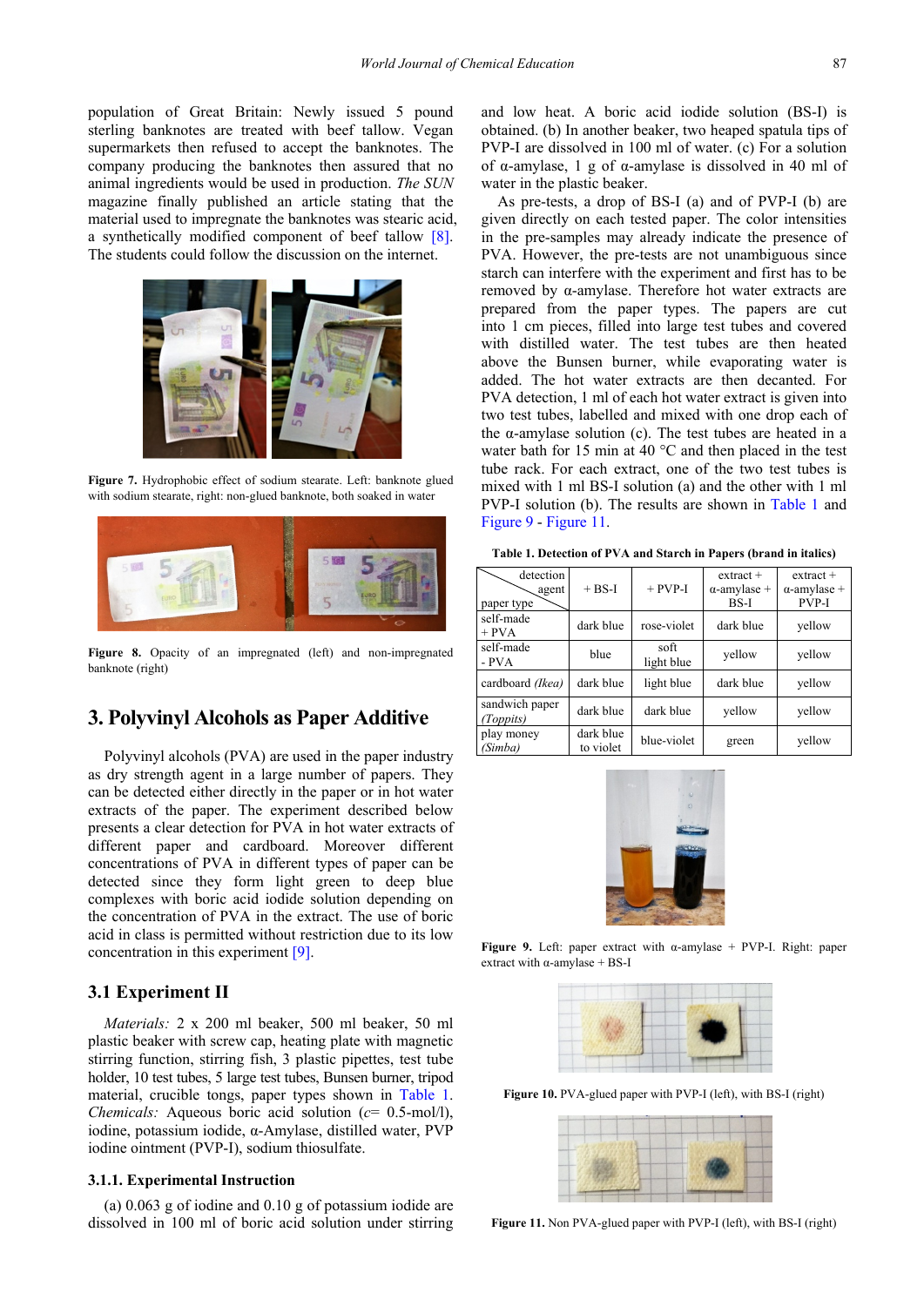population of Great Britain: Newly issued 5 pound sterling banknotes are treated with beef tallow. Vegan supermarkets then refused to accept the banknotes. The company producing the banknotes then assured that no animal ingredients would be used in production. *The SUN* magazine finally published an article stating that the material used to impregnate the banknotes was stearic acid, a synthetically modified component of beef tallow [8]. The students could follow the discussion on the internet.

**Figure 7.** Hydrophobic effect of sodium stearate. Left: banknote glued with sodium stearate, right: non-glued banknote, both soaked in water

**Figure 8.** Opacity of an impregnated (left) and non-impregnated banknote (right)

## 3. Polyvinyl Alcohols as Paper Additive

Polyvinyl alcohols (PVA) are used in the paper industry as dry strength agent in a large number of papers. They can be detected either directly in the paper or in hot water extracts of the paper. The experiment described below presents a clear detection for PVA in hot water extracts of different paper and cardboard. Moreover different concentrations of PVA in different types of paper can be detected since they form light green to deep blue complexes with boric acid iodide solution depending on the concentration of PVA in the extract. The use of boric acid in class is permitted without restriction due to its low concentration in this experiment [9].

### 3.1 Experiment II

*Materials:* 2 x 200 ml beaker, 500 ml beaker, 50 ml plastic beaker with screw cap, heating plate with magnetic stirring function, stirring fish, 3 plastic pipettes, test tube holder, 10 test tubes, 5 large test tubes, Bunsen burner, tripod material, crucible tongs, paper types shown in Table 1. *Chemicals:* Aqueous boric acid solution ($c$= 0.5-mol/l), iodine, potassium iodide, α-Amylase, distilled water, PVP iodine ointment (PVP-I), sodium thiosulfate.

#### 3.1.1. Experimental Instruction

(a) 0.063 g of iodine and 0.10 g of potassium iodide are dissolved in 100 ml of boric acid solution under stirring and low heat. A boric acid iodide solution (BS-I) is obtained. (b) In another beaker, two heaped spatula tips of PVP-I are dissolved in 100 ml of water. (c) For a solution of α-amylase, 1 g of α-amylase is dissolved in 40 ml of water in the plastic beaker.

As pre-tests, a drop of BS-I (a) and of PVP-I (b) are given directly on each tested paper. The color intensities in the pre-samples may already indicate the presence of PVA. However, the pre-tests are not unambiguous since starch can interfere with the experiment and first has to be removed by α-amylase. Therefore hot water extracts are prepared from the paper types. The papers are cut into 1 cm pieces, filled into large test tubes and covered with distilled water. The test tubes are then heated above the Bunsen burner, while evaporating water is added. The hot water extracts are then decanted. For PVA detection, 1 ml of each hot water extract is given into two test tubes, labelled and mixed with one drop each of the α-amylase solution (c). The test tubes are heated in a water bath for 15 min at 40 °C and then placed in the test tube rack. For each extract, one of the two test tubes is mixed with 1 ml BS-I solution (a) and the other with 1 ml PVP-I solution (b). The results are shown in Table 1 and Figure 9 - Figure 11.

**Table 1. Detection of PVA and Starch in Papers (brand in italics)**

| detection agent / paper type | + BS-I | + PVP-I | extract + α-amylase + BS-I | extract + α-amylase + PVP-I |
|---|---|---|---|---|
| self-made + PVA | dark blue | rose-violet | dark blue | yellow |
| self-made - PVA | blue | soft light blue | yellow | yellow |
| cardboard *(Ikea)* | dark blue | light blue | dark blue | yellow |
| sandwich paper *(Toppits)* | dark blue | dark blue | yellow | yellow |
| play money *(Simba)* | dark blue to violet | blue-violet | green | yellow |

**Figure 9.** Left: paper extract with α-amylase + PVP-I. Right: paper extract with α-amylase + BS-I

**Figure 10.** PVA-glued paper with PVP-I (left), with BS-I (right)

**Figure 11.** Non PVA-glued paper with PVP-I (left), with BS-I (right)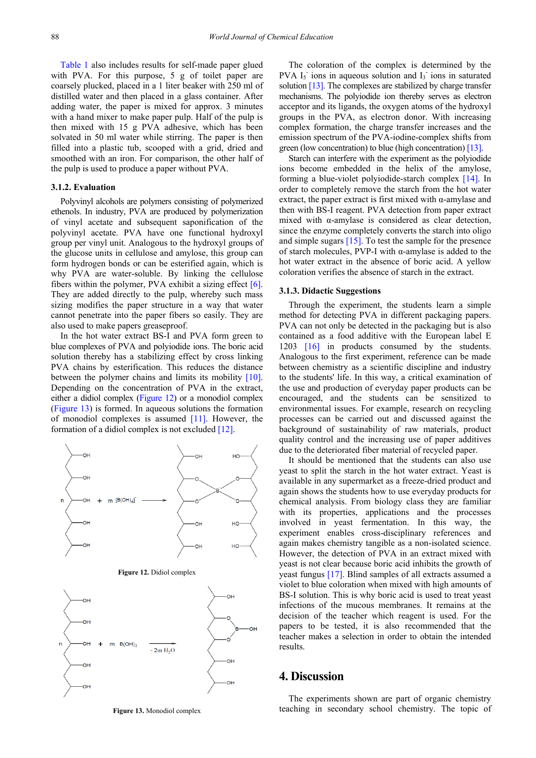Table 1 also includes results for self-made paper glued with PVA. For this purpose, 5 g of toilet paper are coarsely plucked, placed in a 1 liter beaker with 250 ml of distilled water and then placed in a glass container. After adding water, the paper is mixed for approx. 3 minutes with a hand mixer to make paper pulp. Half of the pulp is then mixed with 15 g PVA adhesive, which has been solvated in 50 ml water while stirring. The paper is then filled into a plastic tub, scooped with a grid, dried and smoothed with an iron. For comparison, the other half of the pulp is used to produce a paper without PVA.

### 3.1.2. Evaluation

Polyvinyl alcohols are polymers consisting of polymerized ethenols. In industry, PVA are produced by polymerization of vinyl acetate and subsequent saponification of the polyvinyl acetate. PVA have one functional hydroxyl group per vinyl unit. Analogous to the hydroxyl groups of the glucose units in cellulose and amylose, this group can form hydrogen bonds or can be esterified again, which is why PVA are water-soluble. By linking the cellulose fibers within the pulp, PVA exhibit a sizing effect [6]. They are added directly to the pulp, whereby such mass sizing modifies the paper structure in a way that water cannot penetrate into the paper fibers so easily. They are also used to make papers greaseproof.

In the hot water extract BS-I and PVA form green to blue complexes of PVA and polyiodide ions. The boric acid solution thereby has a stabilizing effect by cross linking PVA chains by esterification. This reduces the distance between the polymer chains and limits its mobility [10]. Depending on the concentration of PVA in the extract, either a didiol complex (Figure 12) or a monodiol complex (Figure 13) is formed. In aqueous solutions the formation of monodiol complexes is assumed [11]. However, the formation of a didiol complex is not excluded [12].

**Figure 12.** Didiol complex

**Figure 13.** Monodiol complex

The coloration of the complex is determined by the PVA $I_5^-$ ions in aqueous solution and $I_3^-$ ions in saturated solution [13]. The complexes are stabilized by charge transfer mechanisms. The polyiodide ion thereby serves as electron acceptor and its ligands, the oxygen atoms of the hydroxyl groups in the PVA, as electron donor. With increasing complex formation, the charge transfer increases and the emission spectrum of the PVA-iodine-complex shifts from green (low concentration) to blue (high concentration) [13].

Starch can interfere with the experiment as the polyiodide ions become embedded in the helix of the amylose, forming a blue-violet polyiodide-starch complex [14]. In order to completely remove the starch from the hot water extract, the paper extract is first mixed with α-amylase and then with BS-I reagent. PVA detection from paper extract mixed with α-amylase is considered as clear detection, since the enzyme completely converts the starch into oligo and simple sugars [15]. To test the sample for the presence of starch molecules, PVP-I with α-amylase is added to the hot water extract in the absence of boric acid. A yellow coloration verifies the absence of starch in the extract.

### 3.1.3. Didactic Suggestions

Through the experiment, the students learn a simple method for detecting PVA in different packaging papers. PVA can not only be detected in the packaging but is also contained as a food additive with the European label E 1203 [16] in products consumed by the students. Analogous to the first experiment, reference can be made between chemistry as a scientific discipline and industry to the students' life. In this way, a critical examination of the use and production of everyday paper products can be encouraged, and the students can be sensitized to environmental issues. For example, research on recycling processes can be carried out and discussed against the background of sustainability of raw materials, product quality control and the increasing use of paper additives due to the deteriorated fiber material of recycled paper.

It should be mentioned that the students can also use yeast to split the starch in the hot water extract. Yeast is available in any supermarket as a freeze-dried product and again shows the students how to use everyday products for chemical analysis. From biology class they are familiar with its properties, applications and the processes involved in yeast fermentation. In this way, the experiment enables cross-disciplinary references and again makes chemistry tangible as a non-isolated science. However, the detection of PVA in an extract mixed with yeast is not clear because boric acid inhibits the growth of yeast fungus [17]. Blind samples of all extracts assumed a violet to blue coloration when mixed with high amounts of BS-I solution. This is why boric acid is used to treat yeast infections of the mucous membranes. It remains at the decision of the teacher which reagent is used. For the papers to be tested, it is also recommended that the teacher makes a selection in order to obtain the intended results.

## 4. Discussion

The experiments shown are part of organic chemistry teaching in secondary school chemistry. The topic of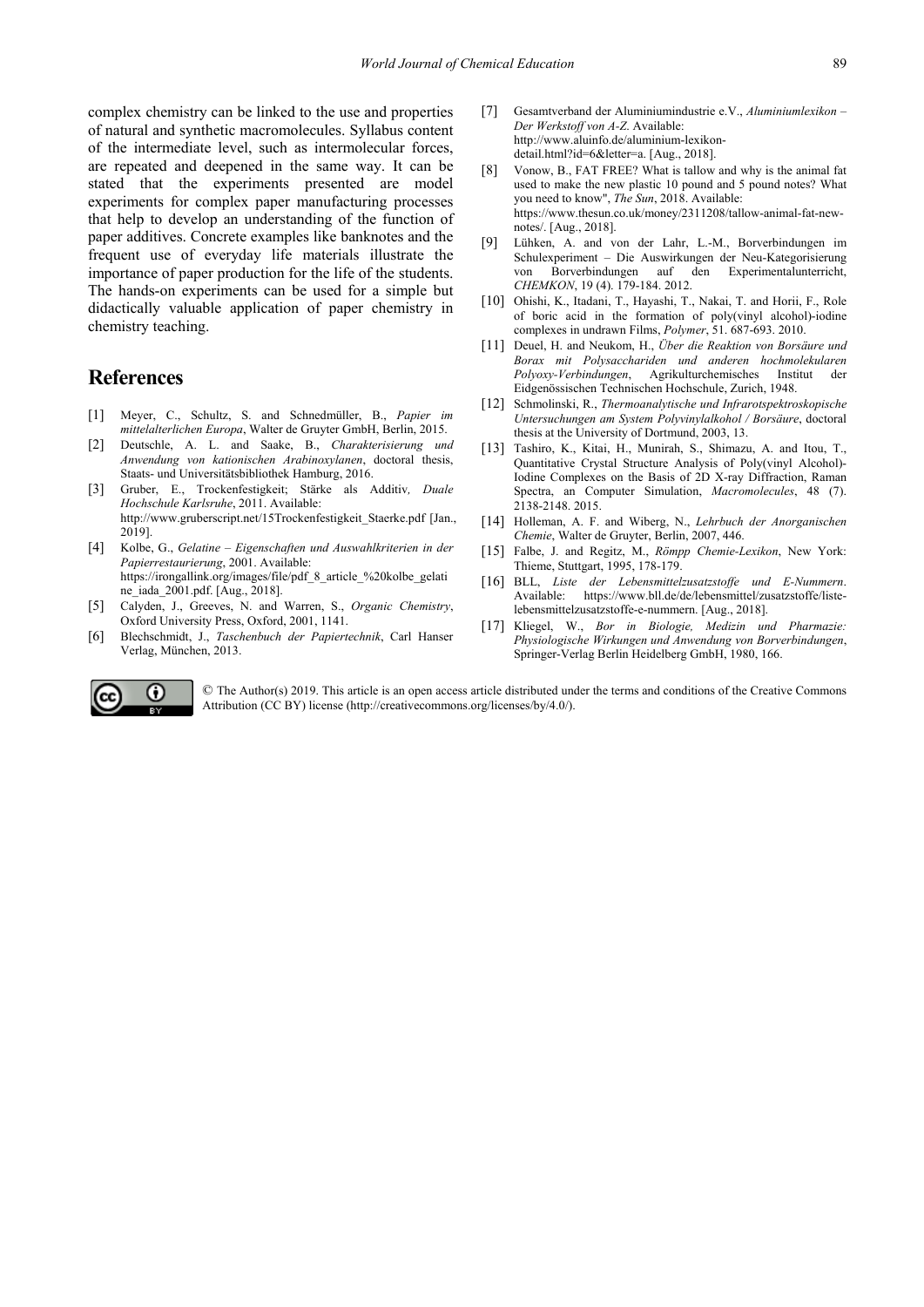complex chemistry can be linked to the use and properties of natural and synthetic macromolecules. Syllabus content of the intermediate level, such as intermolecular forces, are repeated and deepened in the same way. It can be stated that the experiments presented are model experiments for complex paper manufacturing processes that help to develop an understanding of the function of paper additives. Concrete examples like banknotes and the frequent use of everyday life materials illustrate the importance of paper production for the life of the students. The hands-on experiments can be used for a simple but didactically valuable application of paper chemistry in chemistry teaching.

## References

[1] Meyer, C., Schultz, S. and Schnedmüller, B., *Papier im mittelalterlichen Europa*, Walter de Gruyter GmbH, Berlin, 2015.

[2] Deutschle, A. L. and Saake, B., *Charakterisierung und Anwendung von kationischen Arabinoxylanen*, doctoral thesis, Staats- und Universitätsbibliothek Hamburg, 2016.

[3] Gruber, E., Trockenfestigkeit; Stärke als Additiv*, Duale Hochschule Karlsruhe*, 2011. Available: http://www.gruberscript.net/15Trockenfestigkeit_Staerke.pdf [Jan., 2019].

[4] Kolbe, G., *Gelatine – Eigenschaften und Auswahlkriterien in der Papierrestaurierung*, 2001. Available: https://irongallink.org/images/file/pdf_8_article_%20kolbe_gelatine_iada_2001.pdf. [Aug., 2018].

[5] Calyden, J., Greeves, N. and Warren, S., *Organic Chemistry*, Oxford University Press, Oxford, 2001, 1141.

[6] Blechschmidt, J., *Taschenbuch der Papiertechnik*, Carl Hanser Verlag, München, 2013.

[7] Gesamtverband der Aluminiumindustrie e.V., *Aluminiumlexikon – Der Werkstoff von A-Z*. Available: http://www.aluinfo.de/aluminium-lexikon-detail.html?id=6&letter=a. [Aug., 2018].

[8] Vonow, B., FAT FREE? What is tallow and why is the animal fat used to make the new plastic 10 pound and 5 pound notes? What you need to know", *The Sun*, 2018. Available: https://www.thesun.co.uk/money/2311208/tallow-animal-fat-new-notes/. [Aug., 2018].

[9] Lühken, A. and von der Lahr, L.-M., Borverbindungen im Schulexperiment – Die Auswirkungen der Neu-Kategorisierung von Borverbindungen auf den Experimentalunterricht, *CHEMKON*, 19 (4). 179-184. 2012.

[10] Ohishi, K., Itadani, T., Hayashi, T., Nakai, T. and Horii, F., Role of boric acid in the formation of poly(vinyl alcohol)-iodine complexes in undrawn Films, *Polymer*, 51. 687-693. 2010.

[11] Deuel, H. and Neukom, H., *Über die Reaktion von Borsäure und Borax mit Polysacchariden und anderen hochmolekularen Polyoxy-Verbindungen*, Agrikulturchemisches Institut der Eidgenössischen Technischen Hochschule, Zurich, 1948.

[12] Schmolinski, R., *Thermoanalytische und Infrarotspektroskopische Untersuchungen am System Polyvinylalkohol / Borsäure*, doctoral thesis at the University of Dortmund, 2003, 13.

[13] Tashiro, K., Kitai, H., Munirah, S., Shimazu, A. and Itou, T., Quantitative Crystal Structure Analysis of Poly(vinyl Alcohol)-Iodine Complexes on the Basis of 2D X-ray Diffraction, Raman Spectra, an Computer Simulation, *Macromolecules*, 48 (7). 2138-2148. 2015.

[14] Holleman, A. F. and Wiberg, N., *Lehrbuch der Anorganischen Chemie*, Walter de Gruyter, Berlin, 2007, 446.

[15] Falbe, J. and Regitz, M., *Römpp Chemie-Lexikon*, New York: Thieme, Stuttgart, 1995, 178-179.

[16] BLL, *Liste der Lebensmittelzusatzstoffe und E-Nummern*. Available: https://www.bll.de/de/lebensmittel/zusatzstoffe/liste-lebensmittelzusatzstoffe-e-nummern. [Aug., 2018].

[17] Kliegel, W., *Bor in Biologie, Medizin und Pharmazie: Physiologische Wirkungen und Anwendung von Borverbindungen*, Springer-Verlag Berlin Heidelberg GmbH, 1980, 166.

© The Author(s) 2019. This article is an open access article distributed under the terms and conditions of the Creative Commons Attribution (CC BY) license (http://creativecommons.org/licenses/by/4.0/).